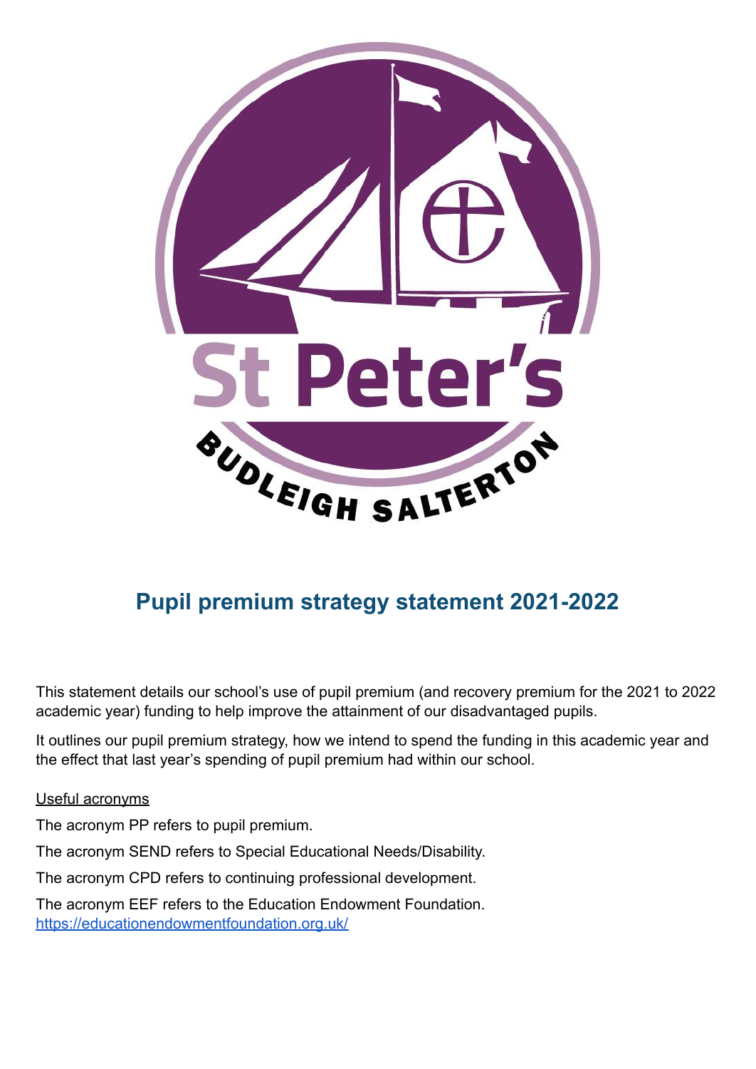St Peter's

BUDLEIGH SALTERTON

# Pupil premium strategy statement 2021-2022

This statement details our school's use of pupil premium (and recovery premium for the 2021 to 2022 academic year) funding to help improve the attainment of our disadvantaged pupils.

It outlines our pupil premium strategy, how we intend to spend the funding in this academic year and the effect that last year's spending of pupil premium had within our school.

Useful acronyms

The acronym PP refers to pupil premium.

The acronym SEND refers to Special Educational Needs/Disability.

The acronym CPD refers to continuing professional development.

The acronym EEF refers to the Education Endowment Foundation.
https://educationendowmentfoundation.org.uk/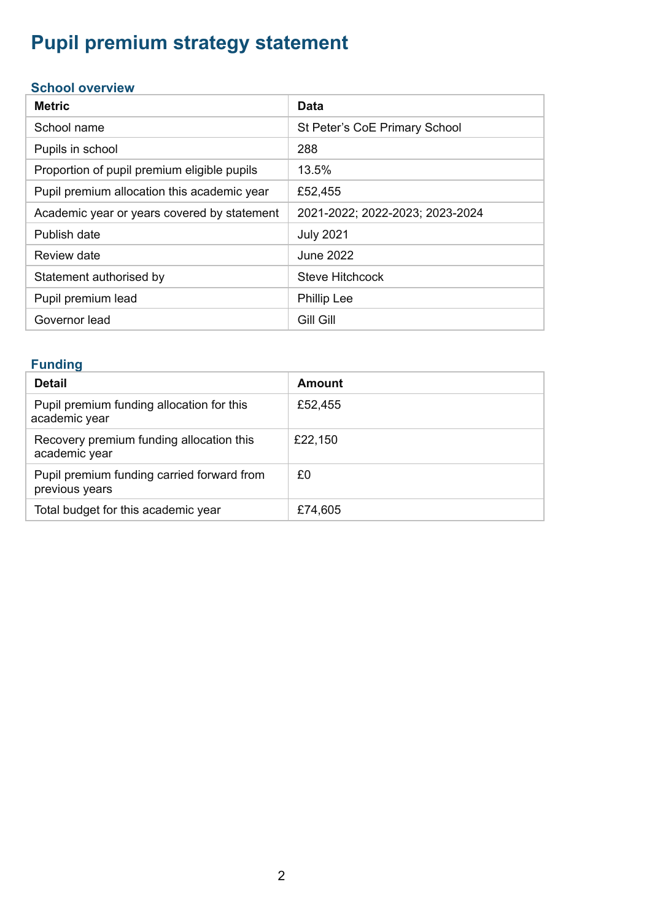# Pupil premium strategy statement

## School overview

| Metric | Data |
|---|---|
| School name | St Peter's CoE Primary School |
| Pupils in school | 288 |
| Proportion of pupil premium eligible pupils | 13.5% |
| Pupil premium allocation this academic year | £52,455 |
| Academic year or years covered by statement | 2021-2022; 2022-2023; 2023-2024 |
| Publish date | July 2021 |
| Review date | June 2022 |
| Statement authorised by | Steve Hitchcock |
| Pupil premium lead | Phillip Lee |
| Governor lead | Gill Gill |

## Funding

| Detail | Amount |
|---|---|
| Pupil premium funding allocation for this academic year | £52,455 |
| Recovery premium funding allocation this academic year | £22,150 |
| Pupil premium funding carried forward from previous years | £0 |
| Total budget for this academic year | £74,605 |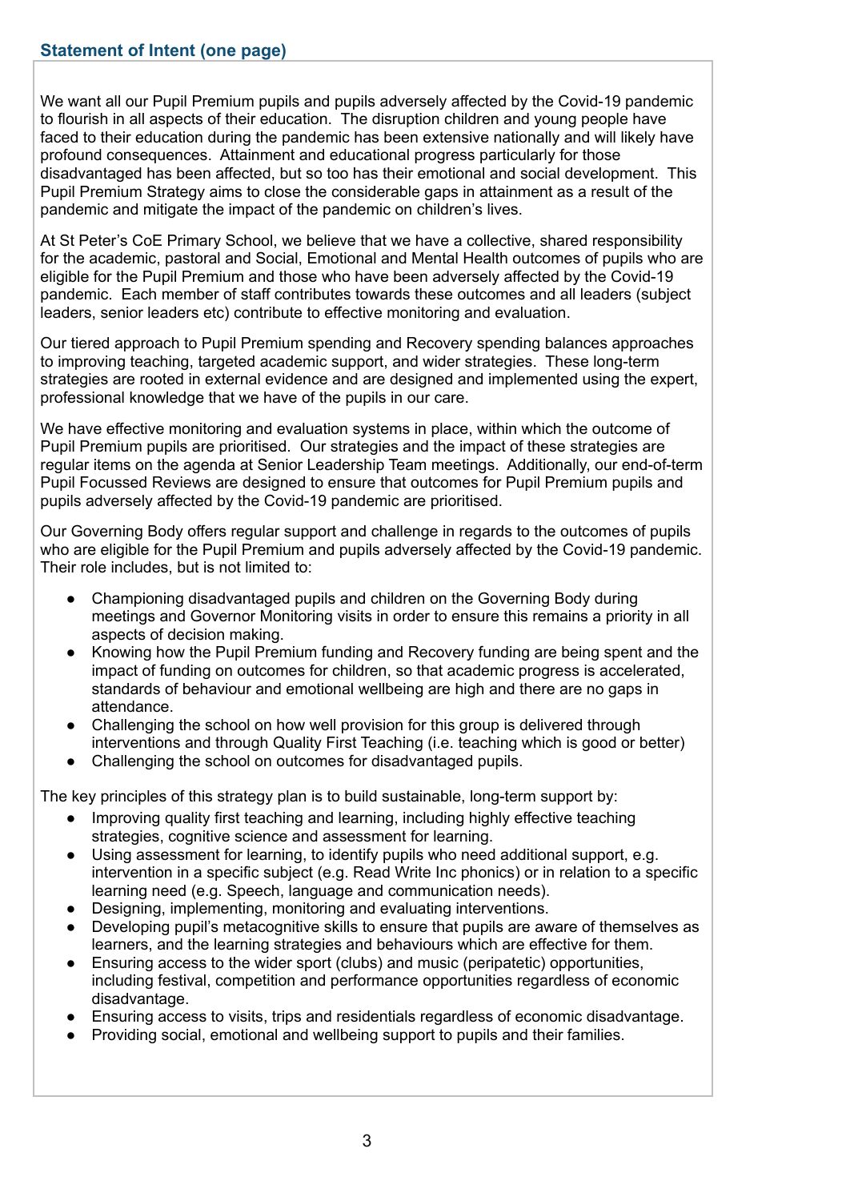## Statement of Intent (one page)

We want all our Pupil Premium pupils and pupils adversely affected by the Covid-19 pandemic to flourish in all aspects of their education. The disruption children and young people have faced to their education during the pandemic has been extensive nationally and will likely have profound consequences. Attainment and educational progress particularly for those disadvantaged has been affected, but so too has their emotional and social development. This Pupil Premium Strategy aims to close the considerable gaps in attainment as a result of the pandemic and mitigate the impact of the pandemic on children's lives.

At St Peter's CoE Primary School, we believe that we have a collective, shared responsibility for the academic, pastoral and Social, Emotional and Mental Health outcomes of pupils who are eligible for the Pupil Premium and those who have been adversely affected by the Covid-19 pandemic. Each member of staff contributes towards these outcomes and all leaders (subject leaders, senior leaders etc) contribute to effective monitoring and evaluation.

Our tiered approach to Pupil Premium spending and Recovery spending balances approaches to improving teaching, targeted academic support, and wider strategies. These long-term strategies are rooted in external evidence and are designed and implemented using the expert, professional knowledge that we have of the pupils in our care.

We have effective monitoring and evaluation systems in place, within which the outcome of Pupil Premium pupils are prioritised. Our strategies and the impact of these strategies are regular items on the agenda at Senior Leadership Team meetings. Additionally, our end-of-term Pupil Focussed Reviews are designed to ensure that outcomes for Pupil Premium pupils and pupils adversely affected by the Covid-19 pandemic are prioritised.

Our Governing Body offers regular support and challenge in regards to the outcomes of pupils who are eligible for the Pupil Premium and pupils adversely affected by the Covid-19 pandemic. Their role includes, but is not limited to:

- Championing disadvantaged pupils and children on the Governing Body during meetings and Governor Monitoring visits in order to ensure this remains a priority in all aspects of decision making.
- Knowing how the Pupil Premium funding and Recovery funding are being spent and the impact of funding on outcomes for children, so that academic progress is accelerated, standards of behaviour and emotional wellbeing are high and there are no gaps in attendance.
- Challenging the school on how well provision for this group is delivered through interventions and through Quality First Teaching (i.e. teaching which is good or better)
- Challenging the school on outcomes for disadvantaged pupils.

The key principles of this strategy plan is to build sustainable, long-term support by:

- Improving quality first teaching and learning, including highly effective teaching strategies, cognitive science and assessment for learning.
- Using assessment for learning, to identify pupils who need additional support, e.g. intervention in a specific subject (e.g. Read Write Inc phonics) or in relation to a specific learning need (e.g. Speech, language and communication needs).
- Designing, implementing, monitoring and evaluating interventions.
- Developing pupil's metacognitive skills to ensure that pupils are aware of themselves as learners, and the learning strategies and behaviours which are effective for them.
- Ensuring access to the wider sport (clubs) and music (peripatetic) opportunities, including festival, competition and performance opportunities regardless of economic disadvantage.
- Ensuring access to visits, trips and residentials regardless of economic disadvantage.
- Providing social, emotional and wellbeing support to pupils and their families.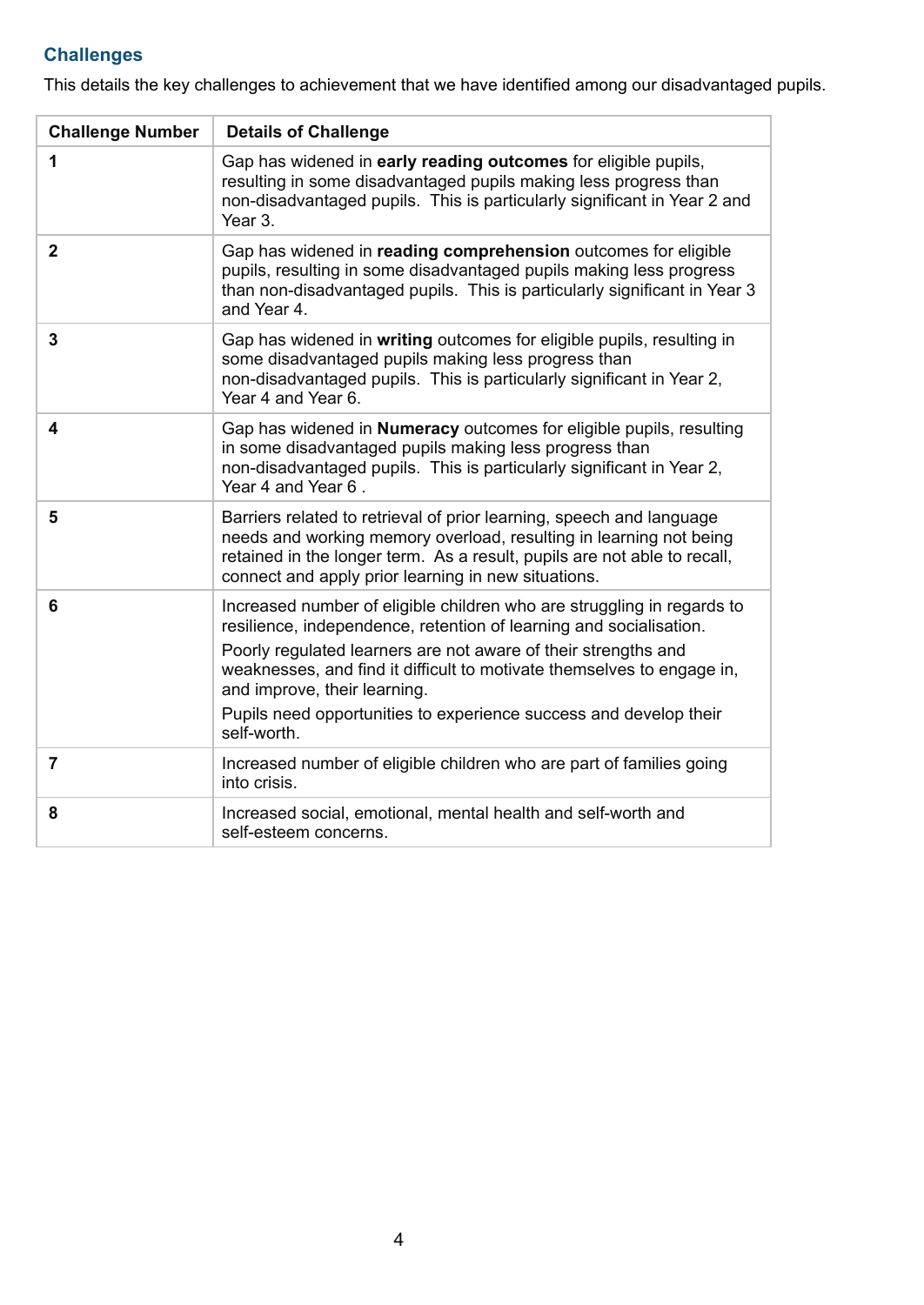## Challenges

This details the key challenges to achievement that we have identified among our disadvantaged pupils.

| Challenge Number | Details of Challenge |
|---|---|
| 1 | Gap has widened in **early reading outcomes** for eligible pupils, resulting in some disadvantaged pupils making less progress than non-disadvantaged pupils. This is particularly significant in Year 2 and Year 3. |
| 2 | Gap has widened in **reading comprehension** outcomes for eligible pupils, resulting in some disadvantaged pupils making less progress than non-disadvantaged pupils. This is particularly significant in Year 3 and Year 4. |
| 3 | Gap has widened in **writing** outcomes for eligible pupils, resulting in some disadvantaged pupils making less progress than non-disadvantaged pupils. This is particularly significant in Year 2, Year 4 and Year 6. |
| 4 | Gap has widened in **Numeracy** outcomes for eligible pupils, resulting in some disadvantaged pupils making less progress than non-disadvantaged pupils. This is particularly significant in Year 2, Year 4 and Year 6 . |
| 5 | Barriers related to retrieval of prior learning, speech and language needs and working memory overload, resulting in learning not being retained in the longer term. As a result, pupils are not able to recall, connect and apply prior learning in new situations. |
| 6 | Increased number of eligible children who are struggling in regards to resilience, independence, retention of learning and socialisation. Poorly regulated learners are not aware of their strengths and weaknesses, and find it difficult to motivate themselves to engage in, and improve, their learning. Pupils need opportunities to experience success and develop their self-worth. |
| 7 | Increased number of eligible children who are part of families going into crisis. |
| 8 | Increased social, emotional, mental health and self-worth and self-esteem concerns. |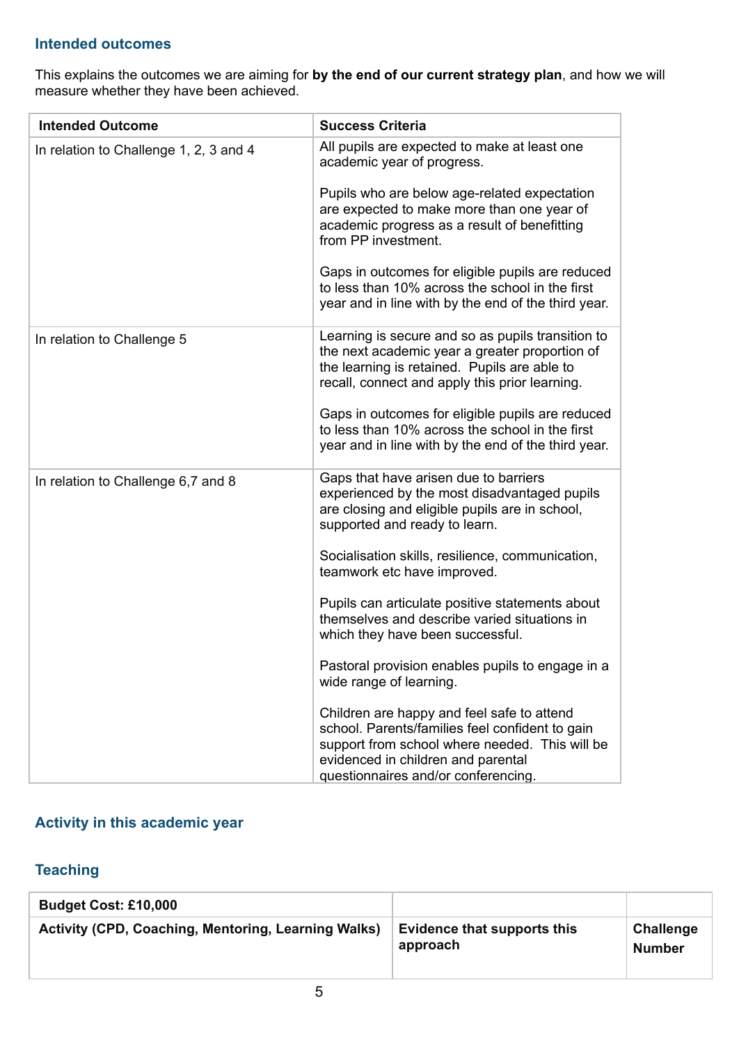### Intended outcomes

This explains the outcomes we are aiming for **by the end of our current strategy plan**, and how we will measure whether they have been achieved.

| Intended Outcome | Success Criteria |
|---|---|
| In relation to Challenge 1, 2, 3 and 4 | All pupils are expected to make at least one academic year of progress.<br><br>Pupils who are below age-related expectation are expected to make more than one year of academic progress as a result of benefitting from PP investment.<br><br>Gaps in outcomes for eligible pupils are reduced to less than 10% across the school in the first year and in line with by the end of the third year. |
| In relation to Challenge 5 | Learning is secure and so as pupils transition to the next academic year a greater proportion of the learning is retained. Pupils are able to recall, connect and apply this prior learning.<br><br>Gaps in outcomes for eligible pupils are reduced to less than 10% across the school in the first year and in line with by the end of the third year. |
| In relation to Challenge 6,7 and 8 | Gaps that have arisen due to barriers experienced by the most disadvantaged pupils are closing and eligible pupils are in school, supported and ready to learn.<br><br>Socialisation skills, resilience, communication, teamwork etc have improved.<br><br>Pupils can articulate positive statements about themselves and describe varied situations in which they have been successful.<br><br>Pastoral provision enables pupils to engage in a wide range of learning.<br><br>Children are happy and feel safe to attend school. Parents/families feel confident to gain support from school where needed. This will be evidenced in children and parental questionnaires and/or conferencing. |

### Activity in this academic year

### Teaching

| Budget Cost: £10,000 | | |
|---|---|---|
| **Activity (CPD, Coaching, Mentoring, Learning Walks)** | **Evidence that supports this approach** | **Challenge Number** |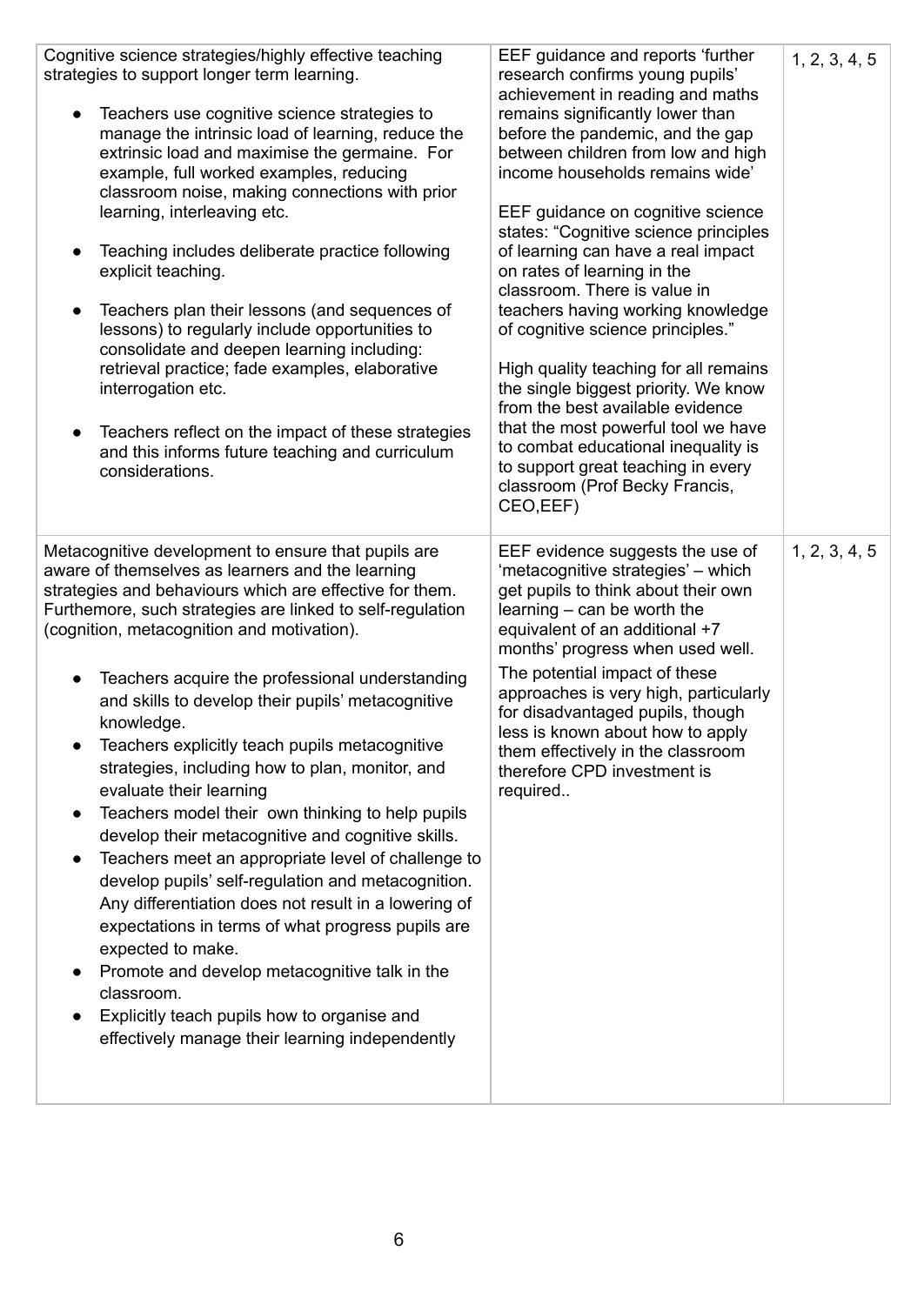| | | |
|---|---|---|
| Cognitive science strategies/highly effective teaching strategies to support longer term learning.<br><br>● Teachers use cognitive science strategies to manage the intrinsic load of learning, reduce the extrinsic load and maximise the germaine. For example, full worked examples, reducing classroom noise, making connections with prior learning, interleaving etc.<br><br>● Teaching includes deliberate practice following explicit teaching.<br><br>● Teachers plan their lessons (and sequences of lessons) to regularly include opportunities to consolidate and deepen learning including: retrieval practice; fade examples, elaborative interrogation etc.<br><br>● Teachers reflect on the impact of these strategies and this informs future teaching and curriculum considerations. | EEF guidance and reports 'further research confirms young pupils' achievement in reading and maths remains significantly lower than before the pandemic, and the gap between children from low and high income households remains wide'<br><br>EEF guidance on cognitive science states: "Cognitive science principles of learning can have a real impact on rates of learning in the classroom. There is value in teachers having working knowledge of cognitive science principles."<br><br>High quality teaching for all remains the single biggest priority. We know from the best available evidence that the most powerful tool we have to combat educational inequality is to support great teaching in every classroom (Prof Becky Francis, CEO,EEF) | 1, 2, 3, 4, 5 |
| Metacognitive development to ensure that pupils are aware of themselves as learners and the learning strategies and behaviours which are effective for them. Furthermore, such strategies are linked to self-regulation (cognition, metacognition and motivation).<br><br>● Teachers acquire the professional understanding and skills to develop their pupils' metacognitive knowledge.<br>● Teachers explicitly teach pupils metacognitive strategies, including how to plan, monitor, and evaluate their learning<br>● Teachers model their own thinking to help pupils develop their metacognitive and cognitive skills.<br>● Teachers meet an appropriate level of challenge to develop pupils' self-regulation and metacognition. Any differentiation does not result in a lowering of expectations in terms of what progress pupils are expected to make.<br>● Promote and develop metacognitive talk in the classroom.<br>● Explicitly teach pupils how to organise and effectively manage their learning independently | EEF evidence suggests the use of 'metacognitive strategies' – which get pupils to think about their own learning – can be worth the equivalent of an additional +7 months' progress when used well.<br>The potential impact of these approaches is very high, particularly for disadvantaged pupils, though less is known about how to apply them effectively in the classroom therefore CPD investment is required.. | 1, 2, 3, 4, 5 |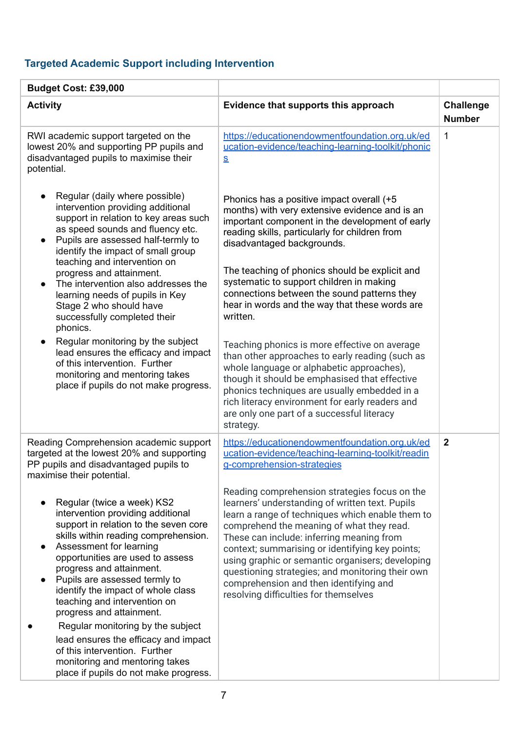## Targeted Academic Support including Intervention

| **Budget Cost: £39,000** | | |
|---|---|---|
| **Activity** | **Evidence that supports this approach** | **Challenge Number** |
| RWI academic support targeted on the lowest 20% and supporting PP pupils and disadvantaged pupils to maximise their potential.<br><br>• Regular (daily where possible) intervention providing additional support in relation to key areas such as speed sounds and fluency etc.<br>• Pupils are assessed half-termly to identify the impact of small group teaching and intervention on progress and attainment.<br>• The intervention also addresses the learning needs of pupils in Key Stage 2 who should have successfully completed their phonics.<br>• Regular monitoring by the subject lead ensures the efficacy and impact of this intervention. Further monitoring and mentoring takes place if pupils do not make progress. | [https://educationendowmentfoundation.org.uk/education-evidence/teaching-learning-toolkit/phonics](https://educationendowmentfoundation.org.uk/education-evidence/teaching-learning-toolkit/phonics)<br><br>Phonics has a positive impact overall (+5 months) with very extensive evidence and is an important component in the development of early reading skills, particularly for children from disadvantaged backgrounds.<br><br>The teaching of phonics should be explicit and systematic to support children in making connections between the sound patterns they hear in words and the way that these words are written.<br><br>Teaching phonics is more effective on average than other approaches to early reading (such as whole language or alphabetic approaches), though it should be emphasised that effective phonics techniques are usually embedded in a rich literacy environment for early readers and are only one part of a successful literacy strategy. | 1 |
| Reading Comprehension academic support targeted at the lowest 20% and supporting PP pupils and disadvantaged pupils to maximise their potential.<br><br>• Regular (twice a week) KS2 intervention providing additional support in relation to the seven core skills within reading comprehension.<br>• Assessment for learning opportunities are used to assess progress and attainment.<br>• Pupils are assessed termly to identify the impact of whole class teaching and intervention on progress and attainment.<br>• Regular monitoring by the subject lead ensures the efficacy and impact of this intervention. Further monitoring and mentoring takes place if pupils do not make progress. | [https://educationendowmentfoundation.org.uk/education-evidence/teaching-learning-toolkit/reading-comprehension-strategies](https://educationendowmentfoundation.org.uk/education-evidence/teaching-learning-toolkit/reading-comprehension-strategies)<br><br>Reading comprehension strategies focus on the learners' understanding of written text. Pupils learn a range of techniques which enable them to comprehend the meaning of what they read. These can include: inferring meaning from context; summarising or identifying key points; using graphic or semantic organisers; developing questioning strategies; and monitoring their own comprehension and then identifying and resolving difficulties for themselves | **2** |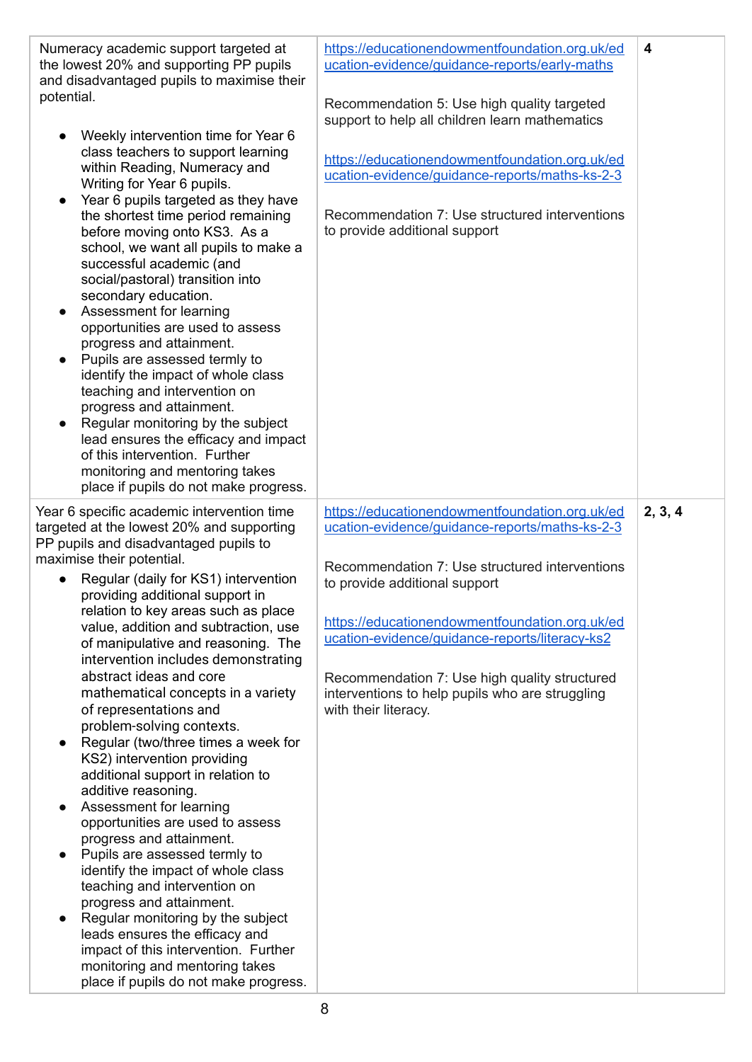| | | |
|---|---|---|
| Numeracy academic support targeted at the lowest 20% and supporting PP pupils and disadvantaged pupils to maximise their potential.<br><br>• Weekly intervention time for Year 6 class teachers to support learning within Reading, Numeracy and Writing for Year 6 pupils.<br>• Year 6 pupils targeted as they have the shortest time period remaining before moving onto KS3. As a school, we want all pupils to make a successful academic (and social/pastoral) transition into secondary education.<br>• Assessment for learning opportunities are used to assess progress and attainment.<br>• Pupils are assessed termly to identify the impact of whole class teaching and intervention on progress and attainment.<br>• Regular monitoring by the subject lead ensures the efficacy and impact of this intervention. Further monitoring and mentoring takes place if pupils do not make progress. | https://educationendowmentfoundation.org.uk/education-evidence/guidance-reports/early-maths<br><br>Recommendation 5: Use high quality targeted support to help all children learn mathematics<br><br>https://educationendowmentfoundation.org.uk/education-evidence/guidance-reports/maths-ks-2-3<br><br>Recommendation 7: Use structured interventions to provide additional support | **4** |
| Year 6 specific academic intervention time targeted at the lowest 20% and supporting PP pupils and disadvantaged pupils to maximise their potential.<br>• Regular (daily for KS1) intervention providing additional support in relation to key areas such as place value, addition and subtraction, use of manipulative and reasoning. The intervention includes demonstrating abstract ideas and core mathematical concepts in a variety of representations and problem-solving contexts.<br>• Regular (two/three times a week for KS2) intervention providing additional support in relation to additive reasoning.<br>• Assessment for learning opportunities are used to assess progress and attainment.<br>• Pupils are assessed termly to identify the impact of whole class teaching and intervention on progress and attainment.<br>• Regular monitoring by the subject leads ensures the efficacy and impact of this intervention. Further monitoring and mentoring takes place if pupils do not make progress. | https://educationendowmentfoundation.org.uk/education-evidence/guidance-reports/maths-ks-2-3<br><br>Recommendation 7: Use structured interventions to provide additional support<br><br>https://educationendowmentfoundation.org.uk/education-evidence/guidance-reports/literacy-ks2<br><br>Recommendation 7: Use high quality structured interventions to help pupils who are struggling with their literacy. | **2, 3, 4** |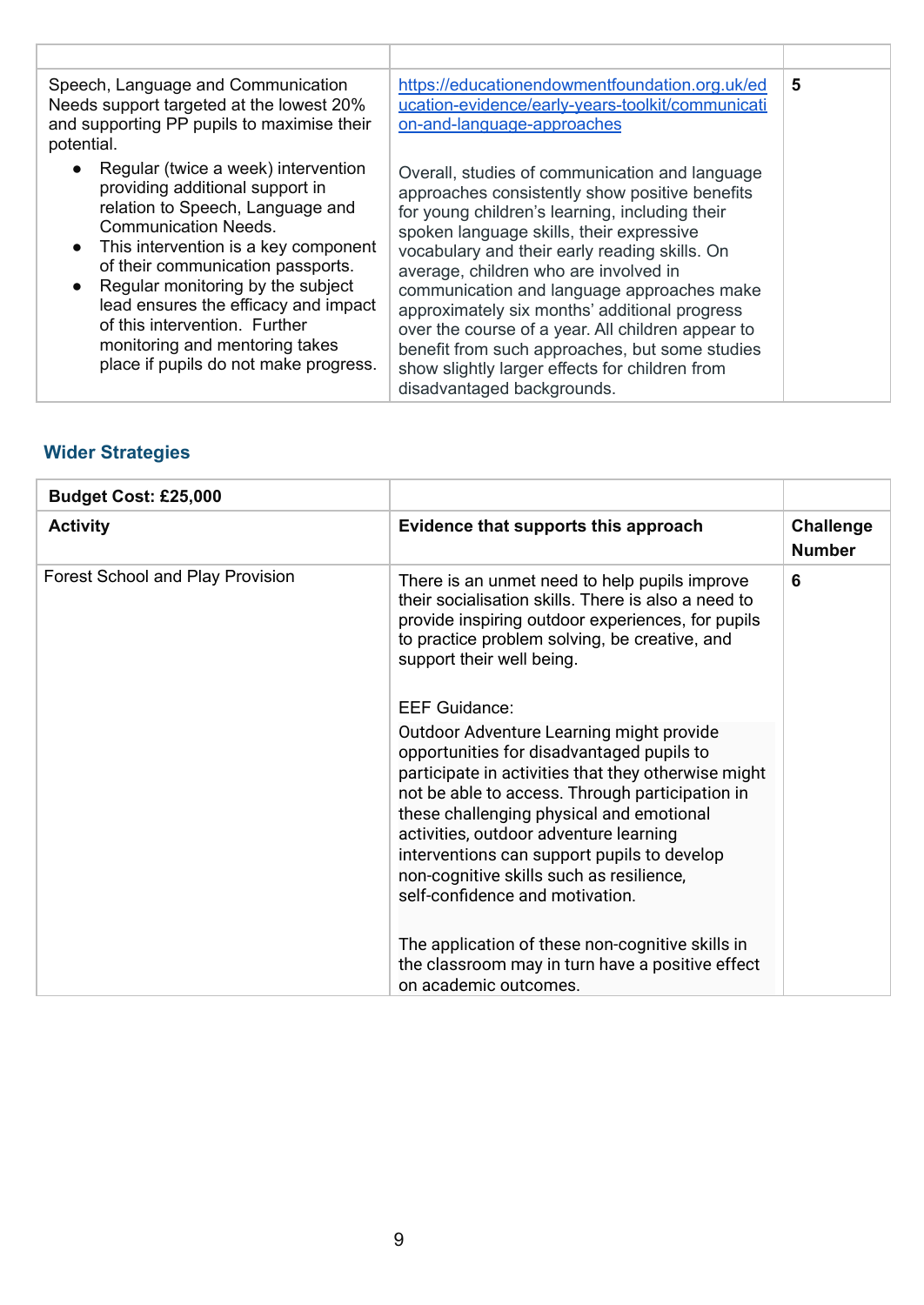| | | |
|---|---|---|
| Speech, Language and Communication Needs support targeted at the lowest 20% and supporting PP pupils to maximise their potential.<br>• Regular (twice a week) intervention providing additional support in relation to Speech, Language and Communication Needs.<br>• This intervention is a key component of their communication passports.<br>• Regular monitoring by the subject lead ensures the efficacy and impact of this intervention. Further monitoring and mentoring takes place if pupils do not make progress. | https://educationendowmentfoundation.org.uk/education-evidence/early-years-toolkit/communication-and-language-approaches<br><br>Overall, studies of communication and language approaches consistently show positive benefits for young children's learning, including their spoken language skills, their expressive vocabulary and their early reading skills. On average, children who are involved in communication and language approaches make approximately six months' additional progress over the course of a year. All children appear to benefit from such approaches, but some studies show slightly larger effects for children from disadvantaged backgrounds. | **5** |

## Wider Strategies

| **Budget Cost: £25,000** | | |
|---|---|---|
| **Activity** | **Evidence that supports this approach** | **Challenge Number** |
| Forest School and Play Provision | There is an unmet need to help pupils improve their socialisation skills. There is also a need to provide inspiring outdoor experiences, for pupils to practice problem solving, be creative, and support their well being.<br><br>EEF Guidance:<br>Outdoor Adventure Learning might provide opportunities for disadvantaged pupils to participate in activities that they otherwise might not be able to access. Through participation in these challenging physical and emotional activities, outdoor adventure learning interventions can support pupils to develop non-cognitive skills such as resilience, self-confidence and motivation.<br><br>The application of these non-cognitive skills in the classroom may in turn have a positive effect on academic outcomes. | **6** |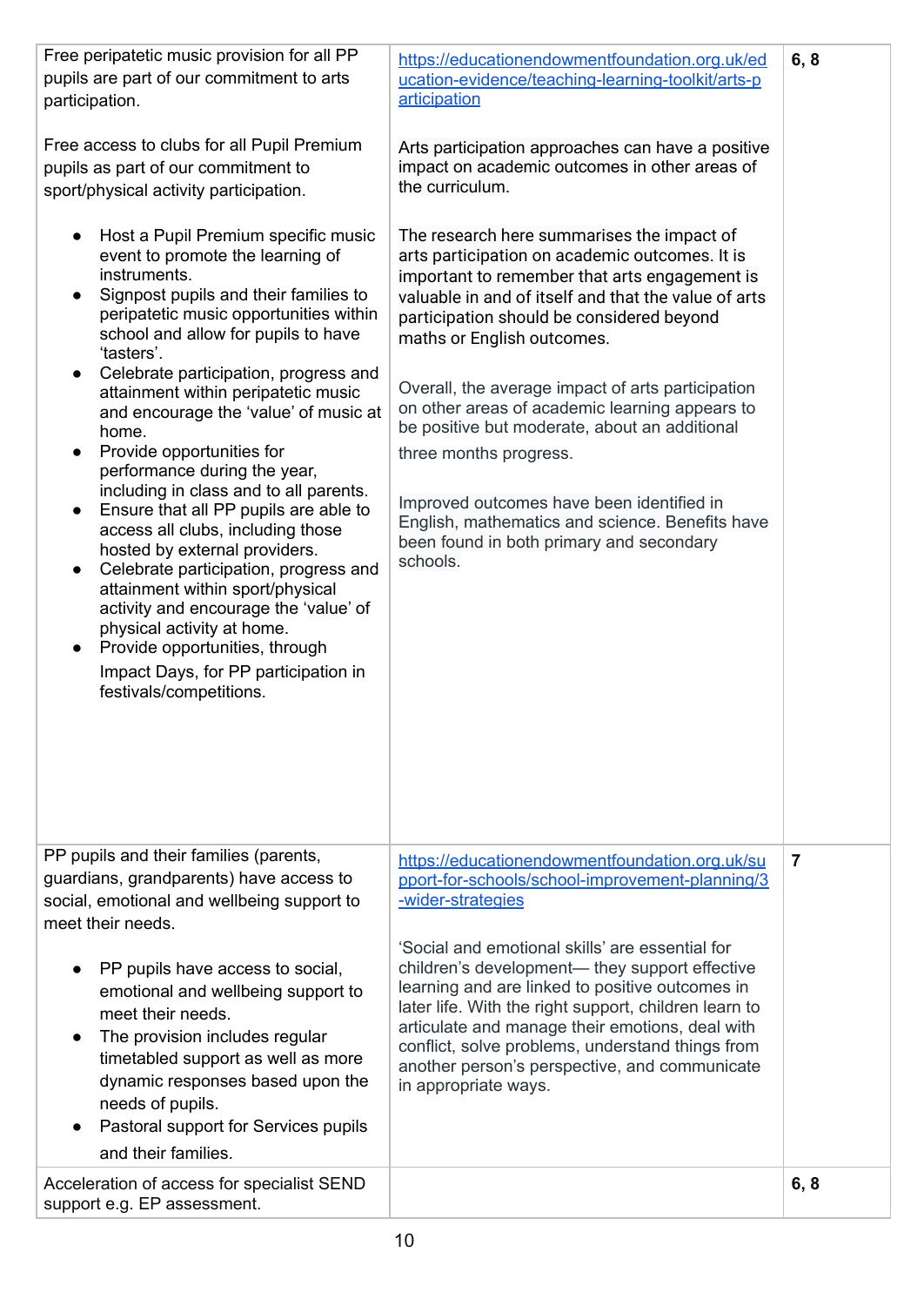| | | |
|---|---|---|
| Free peripatetic music provision for all PP pupils are part of our commitment to arts participation.<br><br>Free access to clubs for all Pupil Premium pupils as part of our commitment to sport/physical activity participation.<br><br>• Host a Pupil Premium specific music event to promote the learning of instruments.<br>• Signpost pupils and their families to peripatetic music opportunities within school and allow for pupils to have 'tasters'.<br>• Celebrate participation, progress and attainment within peripatetic music and encourage the 'value' of music at home.<br>• Provide opportunities for performance during the year, including in class and to all parents.<br>• Ensure that all PP pupils are able to access all clubs, including those hosted by external providers.<br>• Celebrate participation, progress and attainment within sport/physical activity and encourage the 'value' of physical activity at home.<br>• Provide opportunities, through Impact Days, for PP participation in festivals/competitions. | [https://educationendowmentfoundation.org.uk/education-evidence/teaching-learning-toolkit/arts-participation](https://educationendowmentfoundation.org.uk/education-evidence/teaching-learning-toolkit/arts-participation)<br><br>Arts participation approaches can have a positive impact on academic outcomes in other areas of the curriculum.<br><br>The research here summarises the impact of arts participation on academic outcomes. It is important to remember that arts engagement is valuable in and of itself and that the value of arts participation should be considered beyond maths or English outcomes.<br><br>Overall, the average impact of arts participation on other areas of academic learning appears to be positive but moderate, about an additional three months progress.<br><br>Improved outcomes have been identified in English, mathematics and science. Benefits have been found in both primary and secondary schools. | **6, 8** |
| PP pupils and their families (parents, guardians, grandparents) have access to social, emotional and wellbeing support to meet their needs.<br><br>• PP pupils have access to social, emotional and wellbeing support to meet their needs.<br>• The provision includes regular timetabled support as well as more dynamic responses based upon the needs of pupils.<br>• Pastoral support for Services pupils and their families. | [https://educationendowmentfoundation.org.uk/support-for-schools/school-improvement-planning/3-wider-strategies](https://educationendowmentfoundation.org.uk/support-for-schools/school-improvement-planning/3-wider-strategies)<br><br>'Social and emotional skills' are essential for children's development— they support effective learning and are linked to positive outcomes in later life. With the right support, children learn to articulate and manage their emotions, deal with conflict, solve problems, understand things from another person's perspective, and communicate in appropriate ways. | **7** |
| Acceleration of access for specialist SEND support e.g. EP assessment. | | **6, 8** |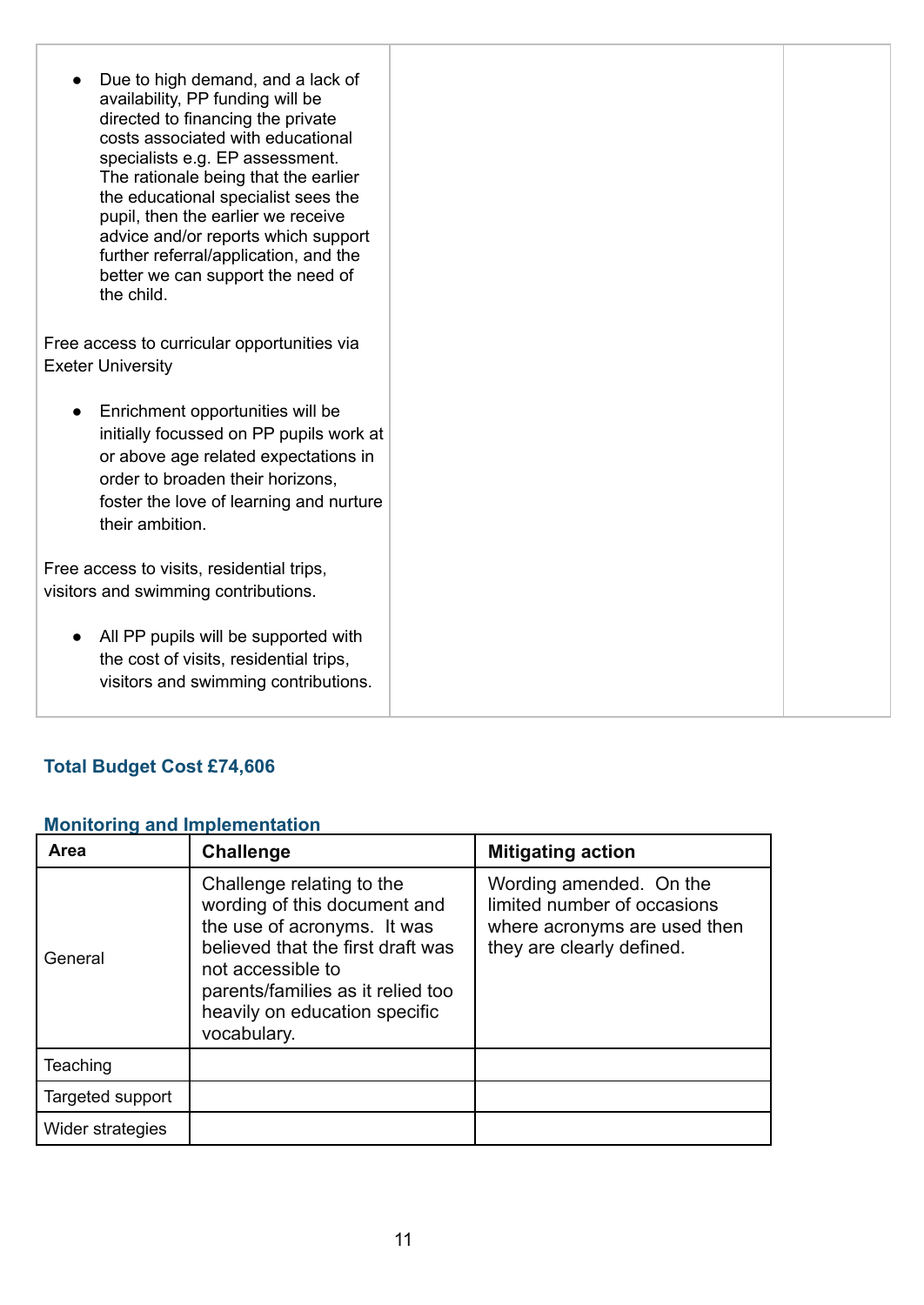| | | |
|---|---|---|
| • Due to high demand, and a lack of availability, PP funding will be directed to financing the private costs associated with educational specialists e.g. EP assessment. The rationale being that the earlier the educational specialist sees the pupil, then the earlier we receive advice and/or reports which support further referral/application, and the better we can support the need of the child.<br><br>Free access to curricular opportunities via Exeter University<br><br>• Enrichment opportunities will be initially focussed on PP pupils work at or above age related expectations in order to broaden their horizons, foster the love of learning and nurture their ambition.<br><br>Free access to visits, residential trips, visitors and swimming contributions.<br><br>• All PP pupils will be supported with the cost of visits, residential trips, visitors and swimming contributions. | | |

### Total Budget Cost £74,606

### Monitoring and Implementation

| Area | Challenge | Mitigating action |
|---|---|---|
| General | Challenge relating to the wording of this document and the use of acronyms. It was believed that the first draft was not accessible to parents/families as it relied too heavily on education specific vocabulary. | Wording amended. On the limited number of occasions where acronyms are used then they are clearly defined. |
| Teaching | | |
| Targeted support | | |
| Wider strategies | | |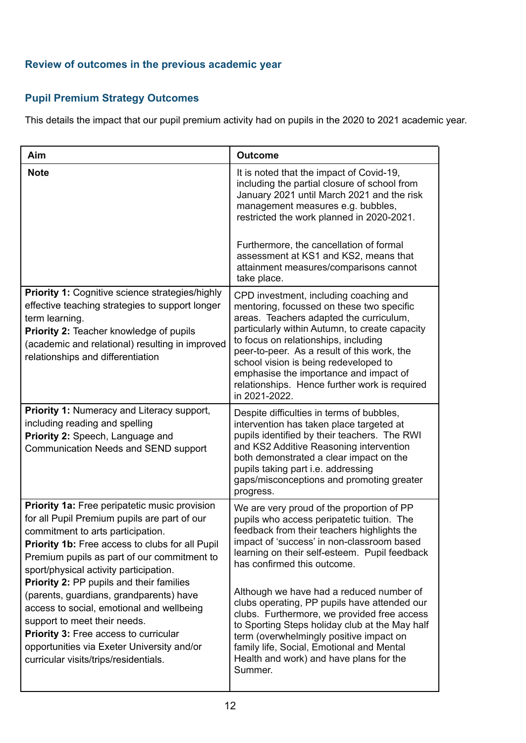## Review of outcomes in the previous academic year

### Pupil Premium Strategy Outcomes

This details the impact that our pupil premium activity had on pupils in the 2020 to 2021 academic year.

| Aim | Outcome |
|---|---|
| **Note** | It is noted that the impact of Covid-19, including the partial closure of school from January 2021 until March 2021 and the risk management measures e.g. bubbles, restricted the work planned in 2020-2021.<br><br>Furthermore, the cancellation of formal assessment at KS1 and KS2, means that attainment measures/comparisons cannot take place. |
| **Priority 1:** Cognitive science strategies/highly effective teaching strategies to support longer term learning.<br>**Priority 2:** Teacher knowledge of pupils (academic and relational) resulting in improved relationships and differentiation | CPD investment, including coaching and mentoring, focussed on these two specific areas. Teachers adapted the curriculum, particularly within Autumn, to create capacity to focus on relationships, including peer-to-peer. As a result of this work, the school vision is being redeveloped to emphasise the importance and impact of relationships. Hence further work is required in 2021-2022. |
| **Priority 1:** Numeracy and Literacy support, including reading and spelling<br>**Priority 2:** Speech, Language and Communication Needs and SEND support | Despite difficulties in terms of bubbles, intervention has taken place targeted at pupils identified by their teachers. The RWI and KS2 Additive Reasoning intervention both demonstrated a clear impact on the pupils taking part i.e. addressing gaps/misconceptions and promoting greater progress. |
| **Priority 1a:** Free peripatetic music provision for all Pupil Premium pupils are part of our commitment to arts participation.<br>**Priority 1b:** Free access to clubs for all Pupil Premium pupils as part of our commitment to sport/physical activity participation.<br>**Priority 2:** PP pupils and their families (parents, guardians, grandparents) have access to social, emotional and wellbeing support to meet their needs.<br>**Priority 3:** Free access to curricular opportunities via Exeter University and/or curricular visits/trips/residentials. | We are very proud of the proportion of PP pupils who access peripatetic tuition. The feedback from their teachers highlights the impact of 'success' in non-classroom based learning on their self-esteem. Pupil feedback has confirmed this outcome.<br><br>Although we have had a reduced number of clubs operating, PP pupils have attended our clubs. Furthermore, we provided free access to Sporting Steps holiday club at the May half term (overwhelmingly positive impact on family life, Social, Emotional and Mental Health and work) and have plans for the Summer. |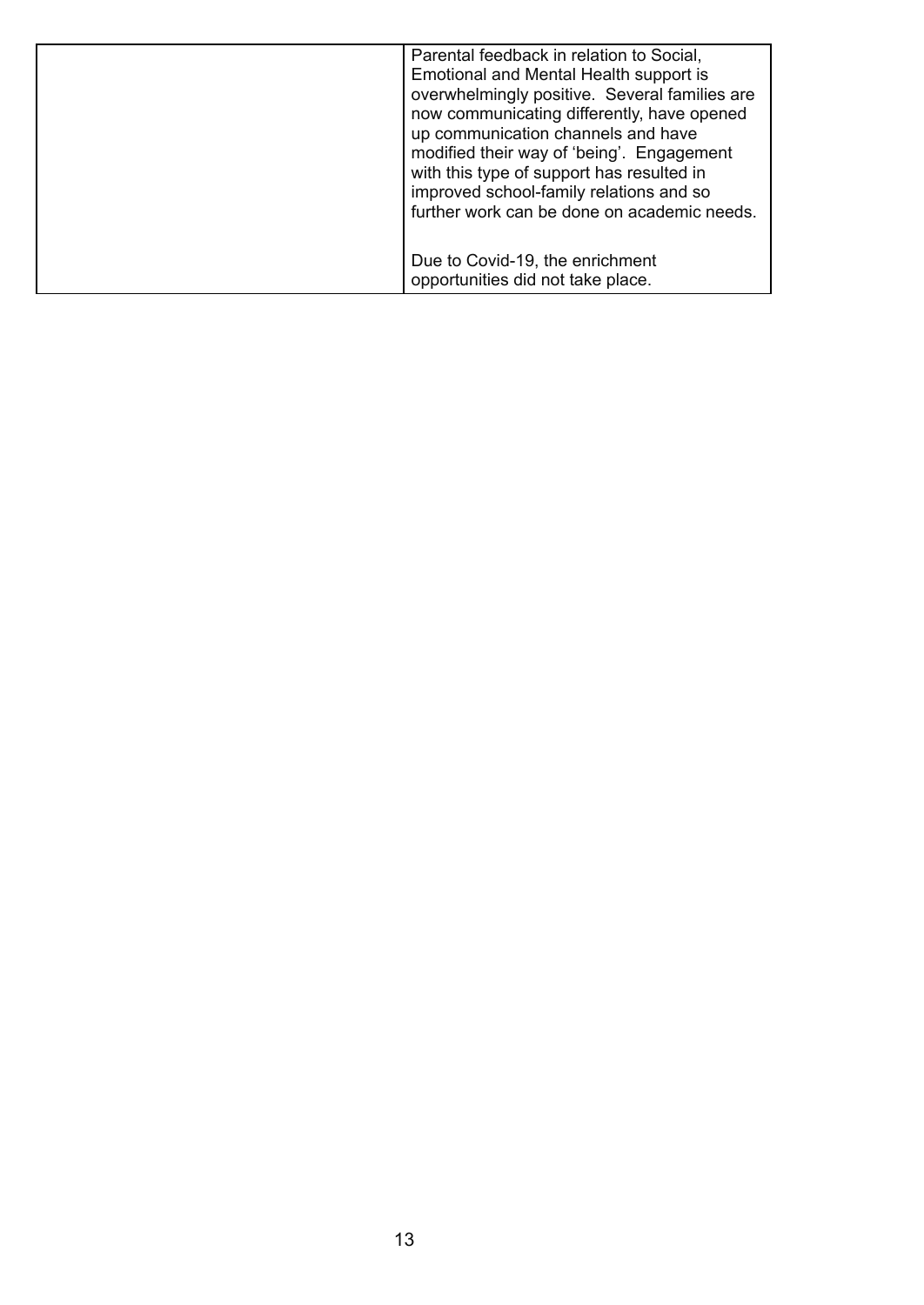| | |
|---|---|
| | Parental feedback in relation to Social, Emotional and Mental Health support is overwhelmingly positive. Several families are now communicating differently, have opened up communication channels and have modified their way of 'being'. Engagement with this type of support has resulted in improved school-family relations and so further work can be done on academic needs.<br><br>Due to Covid-19, the enrichment opportunities did not take place. |